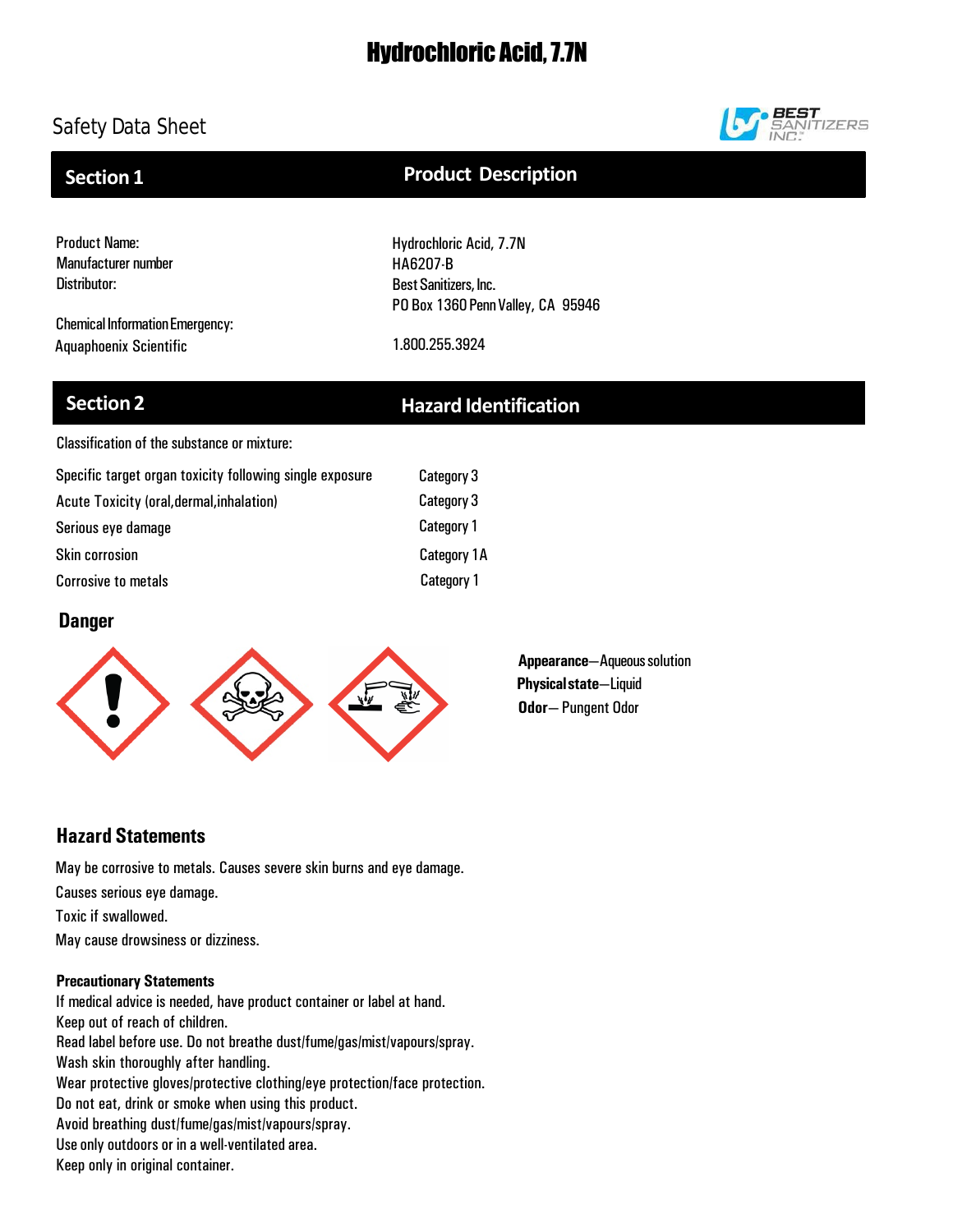# Hydrochloric Acid, 7.7N

Safety Data Sheet

## Section 1 Product Description

| | |
|---|---|
| Product Name: | Hydrochloric Acid, 7.7N |
| Manufacturer number | HA6207-B |
| Distributor: | Best Sanitizers, Inc. |
| | PO Box 1360 Penn Valley, CA 95946 |
| Chemical Information Emergency: | |
| Aquaphoenix Scientific | 1.800.255.3924 |

## Section 2 Hazard Identification

Classification of the substance or mixture:

| | |
|---|---|
| Specific target organ toxicity following single exposure | Category 3 |
| Acute Toxicity (oral,dermal,inhalation) | Category 3 |
| Serious eye damage | Category 1 |
| Skin corrosion | Category 1A |
| Corrosive to metals | Category 1 |

### Danger

**Appearance**—Aqueous solution
**Physical state**—Liquid
**Odor**— Pungent Odor

### Hazard Statements

May be corrosive to metals. Causes severe skin burns and eye damage.

Causes serious eye damage.

Toxic if swallowed.

May cause drowsiness or dizziness.

**Precautionary Statements**

If medical advice is needed, have product container or label at hand.
Keep out of reach of children.
Read label before use. Do not breathe dust/fume/gas/mist/vapours/spray.
Wash skin thoroughly after handling.
Wear protective gloves/protective clothing/eye protection/face protection.
Do not eat, drink or smoke when using this product.
Avoid breathing dust/fume/gas/mist/vapours/spray.
Use only outdoors or in a well-ventilated area.
Keep only in original container.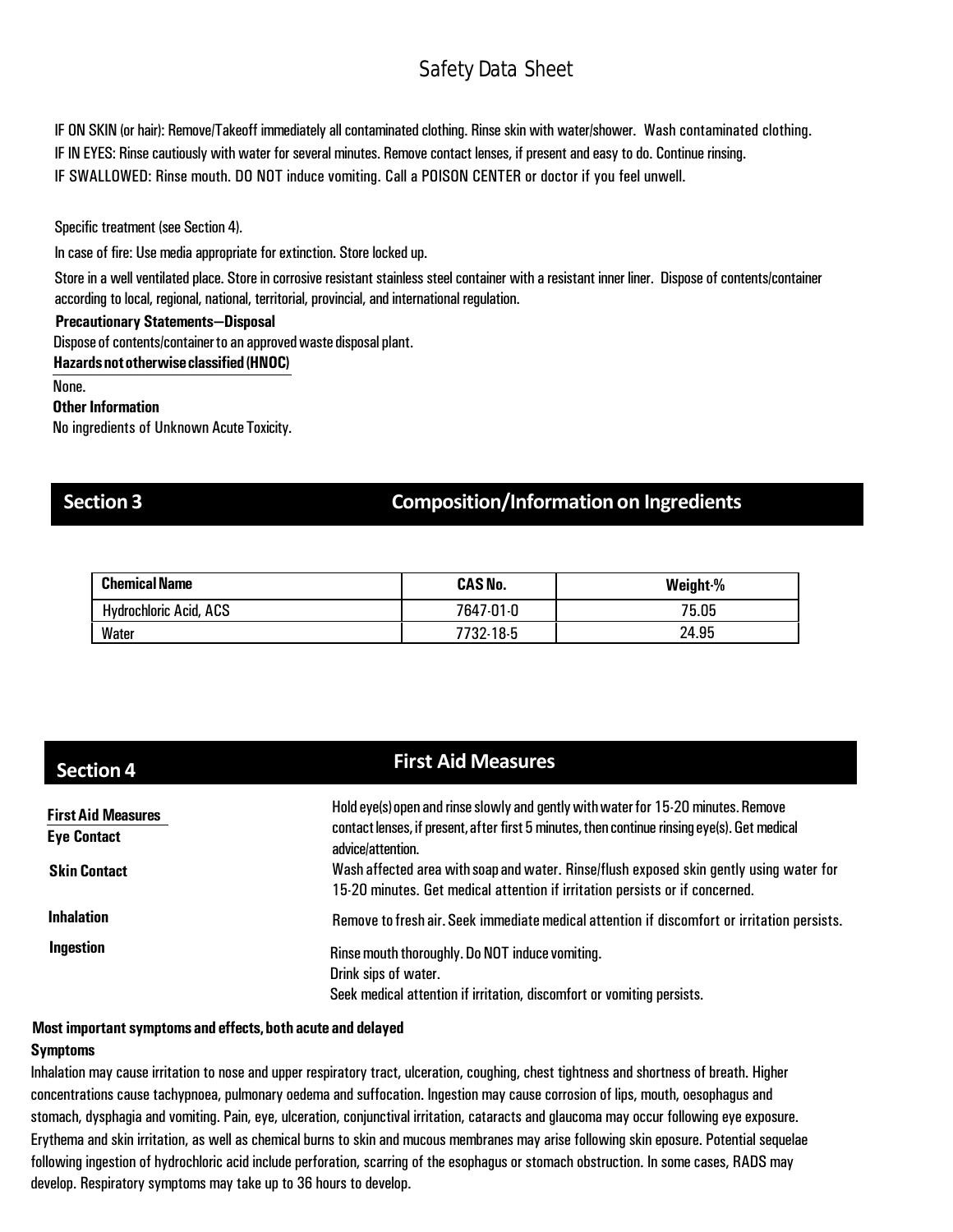IF ON SKIN (or hair): Remove/Takeoff immediately all contaminated clothing. Rinse skin with water/shower. Wash contaminated clothing.
IF IN EYES: Rinse cautiously with water for several minutes. Remove contact lenses, if present and easy to do. Continue rinsing.
IF SWALLOWED: Rinse mouth. DO NOT induce vomiting. Call a POISON CENTER or doctor if you feel unwell.

Specific treatment (see Section 4).

In case of fire: Use media appropriate for extinction. Store locked up.

Store in a well ventilated place. Store in corrosive resistant stainless steel container with a resistant inner liner. Dispose of contents/container according to local, regional, national, territorial, provincial, and international regulation.

**Precautionary Statements—Disposal**

Dispose of contents/container to an approved waste disposal plant.

**Hazards not otherwise classified (HNOC)**

None.

**Other Information**

No ingredients of Unknown Acute Toxicity.

## Section 3 Composition/Information on Ingredients

| Chemical Name | CAS No. | Weight-% |
|---|---|---|
| Hydrochloric Acid, ACS | 7647-01-0 | 75.05 |
| Water | 7732-18-5 | 24.95 |

## Section 4 First Aid Measures

**First Aid Measures**

| | |
|---|---|
| **Eye Contact** | Hold eye(s) open and rinse slowly and gently with water for 15-20 minutes. Remove contact lenses, if present, after first 5 minutes, then continue rinsing eye(s). Get medical advice/attention. |
| **Skin Contact** | Wash affected area with soap and water. Rinse/flush exposed skin gently using water for 15-20 minutes. Get medical attention if irritation persists or if concerned. |
| **Inhalation** | Remove to fresh air. Seek immediate medical attention if discomfort or irritation persists. |
| **Ingestion** | Rinse mouth thoroughly. Do NOT induce vomiting. Drink sips of water. Seek medical attention if irritation, discomfort or vomiting persists. |

**Most important symptoms and effects, both acute and delayed**

**Symptoms**

Inhalation may cause irritation to nose and upper respiratory tract, ulceration, coughing, chest tightness and shortness of breath. Higher concentrations cause tachypnoea, pulmonary oedema and suffocation. Ingestion may cause corrosion of lips, mouth, oesophagus and stomach, dysphagia and vomiting. Pain, eye, ulceration, conjunctival irritation, cataracts and glaucoma may occur following eye exposure. Erythema and skin irritation, as well as chemical burns to skin and mucous membranes may arise following skin eposure. Potential sequelae following ingestion of hydrochloric acid include perforation, scarring of the esophagus or stomach obstruction. In some cases, RADS may develop. Respiratory symptoms may take up to 36 hours to develop.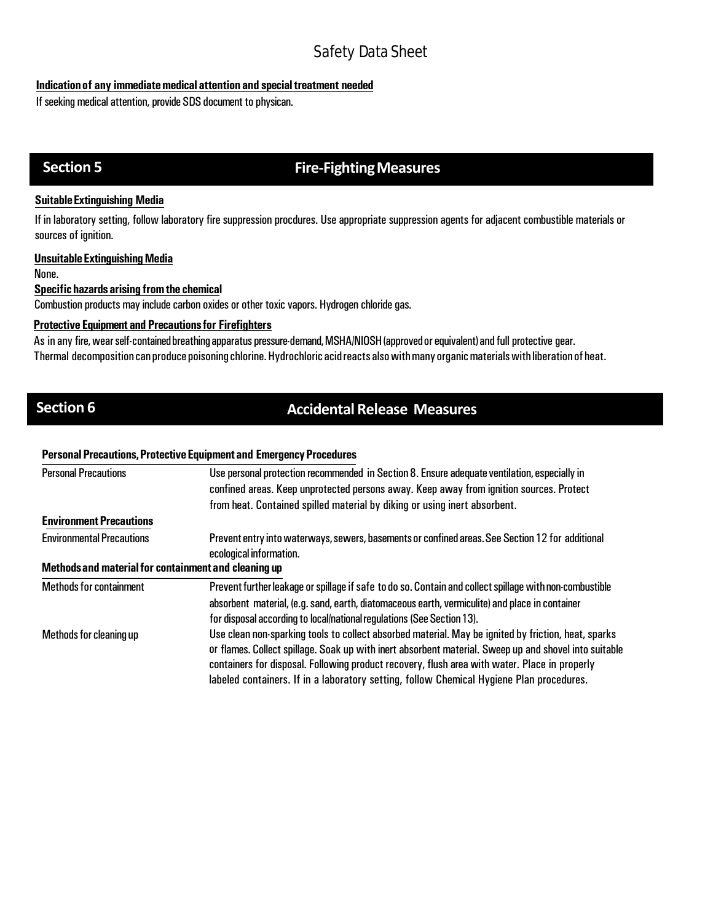**Indication of any immediate medical attention and special treatment needed**

If seeking medical attention, provide SDS document to physican.

## Section 5 Fire-Fighting Measures

**Suitable Extinguishing Media**

If in laboratory setting, follow laboratory fire suppression procdures. Use appropriate suppression agents for adjacent combustible materials or sources of ignition.

**Unsuitable Extinguishing Media**

None.

**Specific hazards arising from the chemical**

Combustion products may include carbon oxides or other toxic vapors. Hydrogen chloride gas.

**Protective Equipment and Precautions for Firefighters**

As in any fire, wear self-contained breathing apparatus pressure-demand, MSHA/NIOSH (approved or equivalent) and full protective gear.
Thermal decomposition can produce poisoning chlorine. Hydrochloric acid reacts also with many organic materials with liberation of heat.

## Section 6 Accidental Release Measures

**Personal Precautions, Protective Equipment and Emergency Procedures**

| | |
|---|---|
| Personal Precautions | Use personal protection recommended in Section 8. Ensure adequate ventilation, especially in confined areas. Keep unprotected persons away. Keep away from ignition sources. Protect from heat. Contained spilled material by diking or using inert absorbent. |
| **Environment Precautions** | |
| Environmental Precautions | Prevent entry into waterways, sewers, basements or confined areas. See Section 12 for additional ecological information. |
| **Methods and material for containment and cleaning up** | |
| Methods for containment | Prevent further leakage or spillage if safe to do so. Contain and collect spillage with non-combustible absorbent material, (e.g. sand, earth, diatomaceous earth, vermiculite) and place in container for disposal according to local/national regulations (See Section 13). |
| Methods for cleaning up | Use clean non-sparking tools to collect absorbed material. May be ignited by friction, heat, sparks or flames. Collect spillage. Soak up with inert absorbent material. Sweep up and shovel into suitable containers for disposal. Following product recovery, flush area with water. Place in properly labeled containers. If in a laboratory setting, follow Chemical Hygiene Plan procedures. |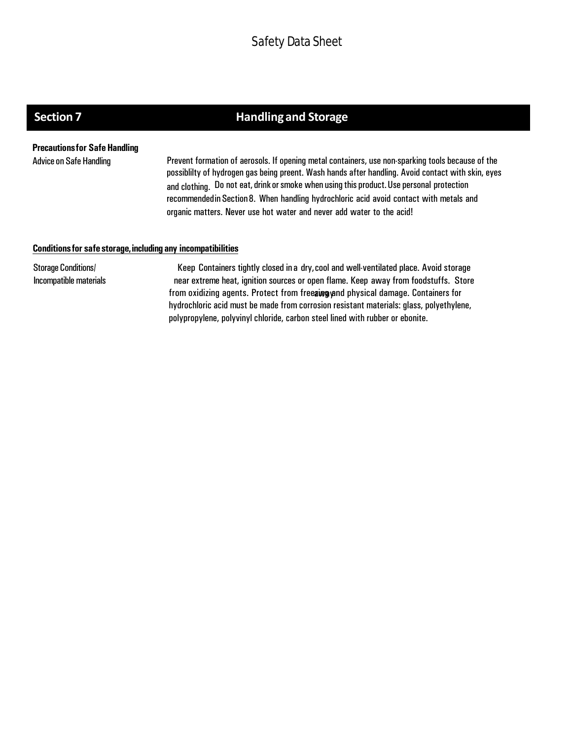Safety Data Sheet

## Section 7 Handling and Storage

**Precautions for Safe Handling**

| | |
|---|---|
| Advice on Safe Handling | Prevent formation of aerosols. If opening metal containers, use non-sparking tools because of the possiblilty of hydrogen gas being preent. Wash hands after handling. Avoid contact with skin, eyes and clothing. Do not eat, drink or smoke when using this product. Use personal protection recommended in Section 8. When handling hydrochloric acid avoid contact with metals and organic matters. Never use hot water and never add water to the acid! |

**Conditions for safe storage, including any incompatibilities**

| | |
|---|---|
| Storage Conditions/ Incompatible materials | Keep Containers tightly closed in a dry, cool and well-ventilated place. Avoid storage near extreme heat, ignition sources or open flame. Keep away from foodstuffs. Store away from oxidizing agents. Protect from freezing and physical damage. Containers for hydrochloric acid must be made from corrosion resistant materials: glass, polyethylene, polypropylene, polyvinyl chloride, carbon steel lined with rubber or ebonite. |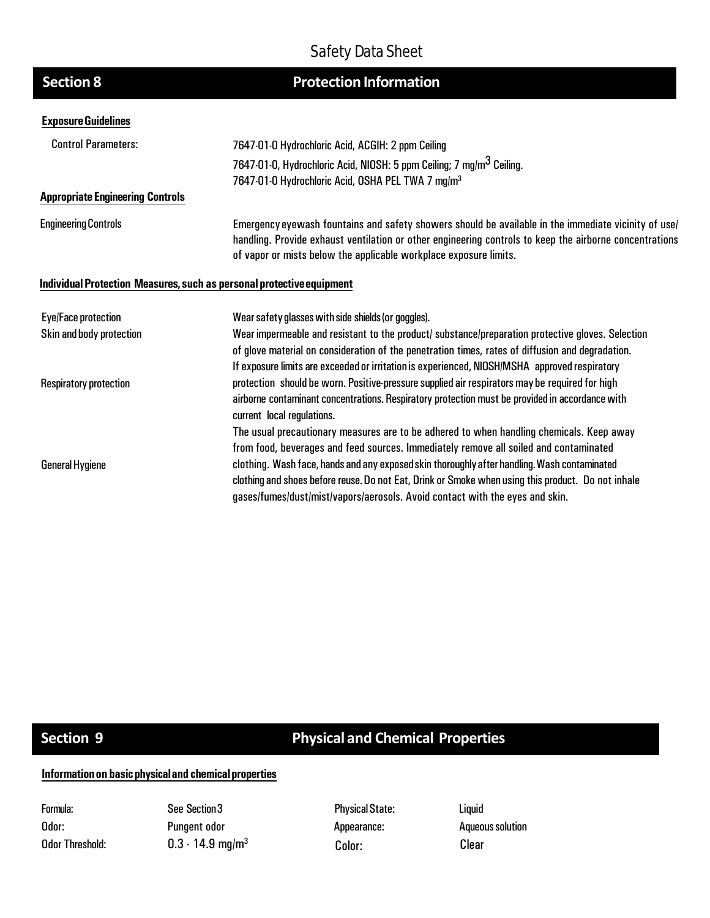Safety Data Sheet

## Section 8 — Protection Information

**Exposure Guidelines**

| | |
|---|---|
| Control Parameters: | 7647-01-0 Hydrochloric Acid, ACGIH: 2 ppm Ceiling<br>7647-01-0, Hydrochloric Acid, NIOSH: 5 ppm Ceiling; 7 mg/m$^3$ Ceiling.<br>7647-01-0 Hydrochloric Acid, OSHA PEL TWA 7 mg/m$^3$ |

**Appropriate Engineering Controls**

| | |
|---|---|
| Engineering Controls | Emergency eyewash fountains and safety showers should be available in the immediate vicinity of use/ handling. Provide exhaust ventilation or other engineering controls to keep the airborne concentrations of vapor or mists below the applicable workplace exposure limits. |

**Individual Protection Measures, such as personal protective equipment**

| | |
|---|---|
| Eye/Face protection | Wear safety glasses with side shields (or goggles). |
| Skin and body protection | Wear impermeable and resistant to the product/ substance/preparation protective gloves. Selection of glove material on consideration of the penetration times, rates of diffusion and degradation. |
| Respiratory protection | If exposure limits are exceeded or irritation is experienced, NIOSH/MSHA approved respiratory protection should be worn. Positive-pressure supplied air respirators may be required for high airborne contaminant concentrations. Respiratory protection must be provided in accordance with current local regulations. |
| General Hygiene | The usual precautionary measures are to be adhered to when handling chemicals. Keep away from food, beverages and feed sources. Immediately remove all soiled and contaminated clothing. Wash face, hands and any exposed skin thoroughly after handling. Wash contaminated clothing and shoes before reuse. Do not Eat, Drink or Smoke when using this product. Do not inhale gases/fumes/dust/mist/vapors/aerosols. Avoid contact with the eyes and skin. |

## Section 9 — Physical and Chemical Properties

**Information on basic physical and chemical properties**

| | | | |
|---|---|---|---|
| Formula: | See Section 3 | Physical State: | Liquid |
| Odor: | Pungent odor | Appearance: | Aqueous solution |
| Odor Threshold: | 0.3 - 14.9 mg/m$^3$ | Color: | Clear |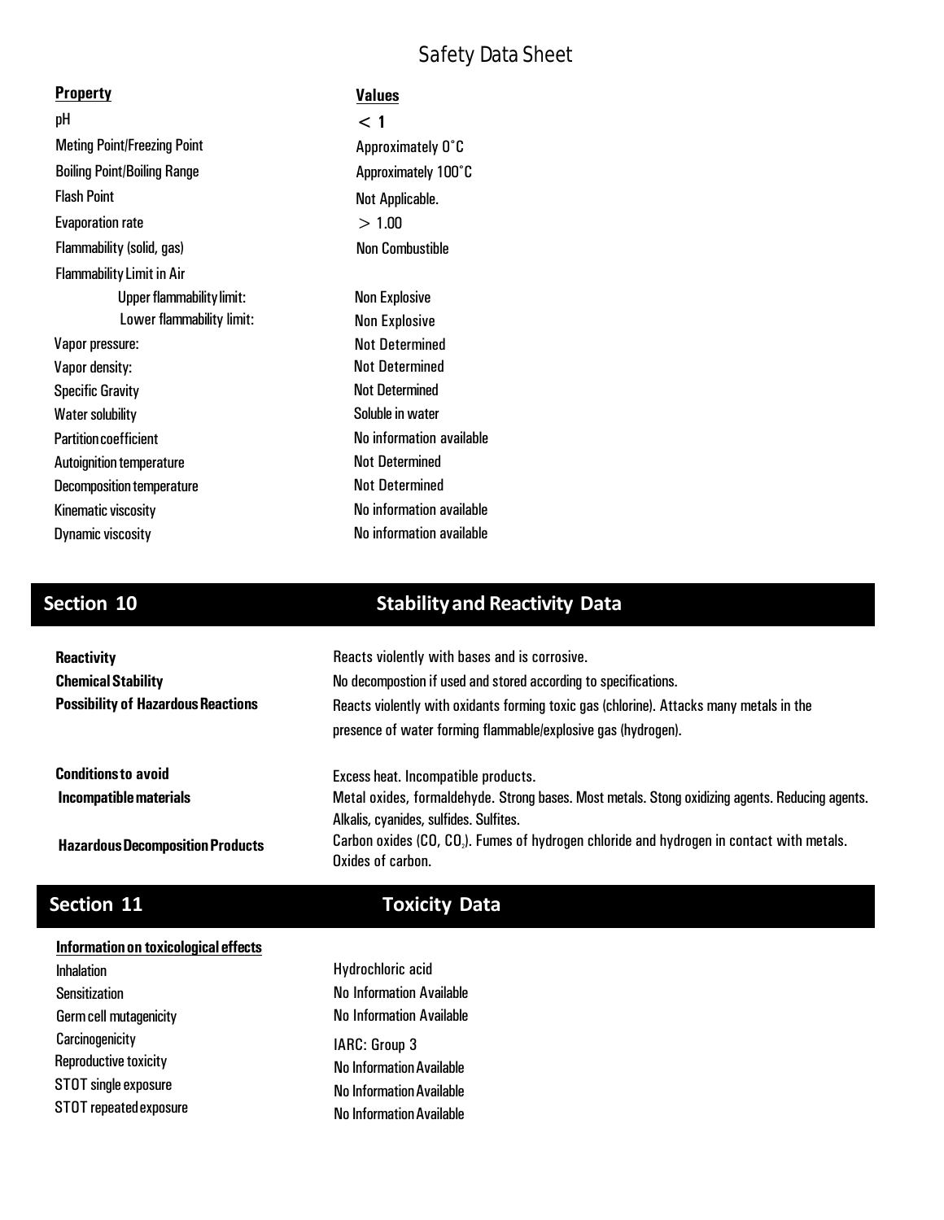# Safety Data Sheet

| Property | Values |
| --- | --- |
| pH | < 1 |
| Meting Point/Freezing Point | Approximately 0˚C |
| Boiling Point/Boiling Range | Approximately 100˚C |
| Flash Point | Not Applicable. |
| Evaporation rate | > 1.00 |
| Flammability (solid, gas) | Non Combustible |
| Flammability Limit in Air | |
| Upper flammability limit: | Non Explosive |
| Lower flammability limit: | Non Explosive |
| Vapor pressure: | Not Determined |
| Vapor density: | Not Determined |
| Specific Gravity | Not Determined |
| Water solubility | Soluble in water |
| Partition coefficient | No information available |
| Autoignition temperature | Not Determined |
| Decomposition temperature | Not Determined |
| Kinematic viscosity | No information available |
| Dynamic viscosity | No information available |

## Section 10 Stability and Reactivity Data

| | |
| --- | --- |
| **Reactivity** | Reacts violently with bases and is corrosive. |
| **Chemical Stability** | No decompostion if used and stored according to specifications. |
| **Possibility of Hazardous Reactions** | Reacts violently with oxidants forming toxic gas (chlorine). Attacks many metals in the presence of water forming flammable/explosive gas (hydrogen). |
| **Conditions to avoid** | Excess heat. Incompatible products. |
| **Incompatible materials** | Metal oxides, formaldehyde. Strong bases. Most metals. Stong oxidizing agents. Reducing agents. Alkalis, cyanides, sulfides. Sulfites. |
| **Hazardous Decomposition Products** | Carbon oxides (CO, $CO_2$). Fumes of hydrogen chloride and hydrogen in contact with metals. Oxides of carbon. |

## Section 11 Toxicity Data

**Information on toxicological effects**

| | |
| --- | --- |
| Inhalation | Hydrochloric acid |
| Sensitization | No Information Available |
| Germ cell mutagenicity | No Information Available |
| Carcinogenicity | IARC: Group 3 |
| Reproductive toxicity | No Information Available |
| STOT single exposure | No Information Available |
| STOT repeated exposure | No Information Available |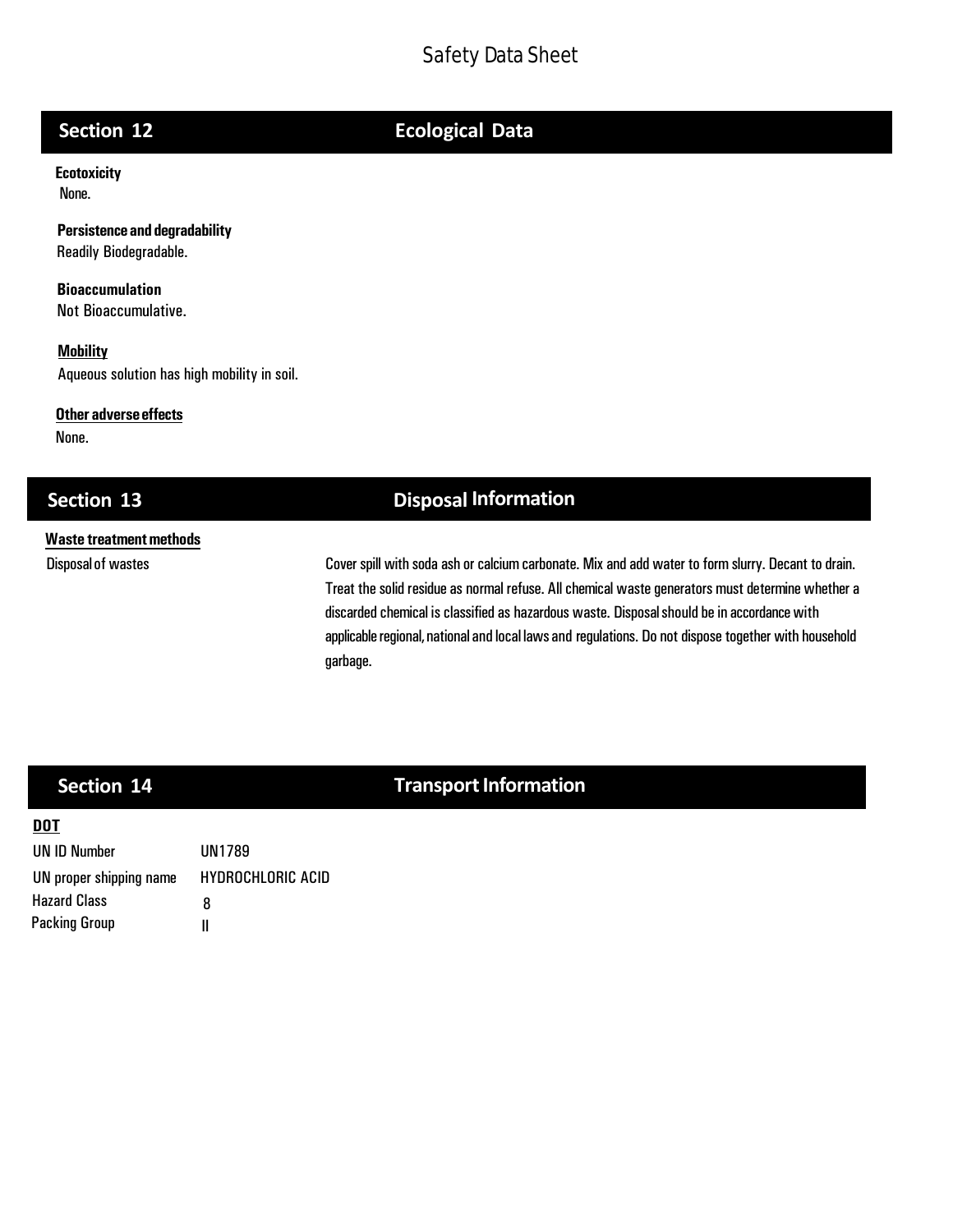# Safety Data Sheet

## Section 12 Ecological Data

**Ecotoxicity**
None.

**Persistence and degradability**
Readily Biodegradable.

**Bioaccumulation**
Not Bioaccumulative.

**Mobility**
Aqueous solution has high mobility in soil.

**Other adverse effects**
None.

## Section 13 Disposal Information

**Waste treatment methods**

| | |
|---|---|
| Disposal of wastes | Cover spill with soda ash or calcium carbonate. Mix and add water to form slurry. Decant to drain. Treat the solid residue as normal refuse. All chemical waste generators must determine whether a discarded chemical is classified as hazardous waste. Disposal should be in accordance with applicable regional, national and local laws and regulations. Do not dispose together with household garbage. |

## Section 14 Transport Information

**DOT**

| | |
|---|---|
| UN ID Number | UN1789 |
| UN proper shipping name | HYDROCHLORIC ACID |
| Hazard Class | 8 |
| Packing Group | II |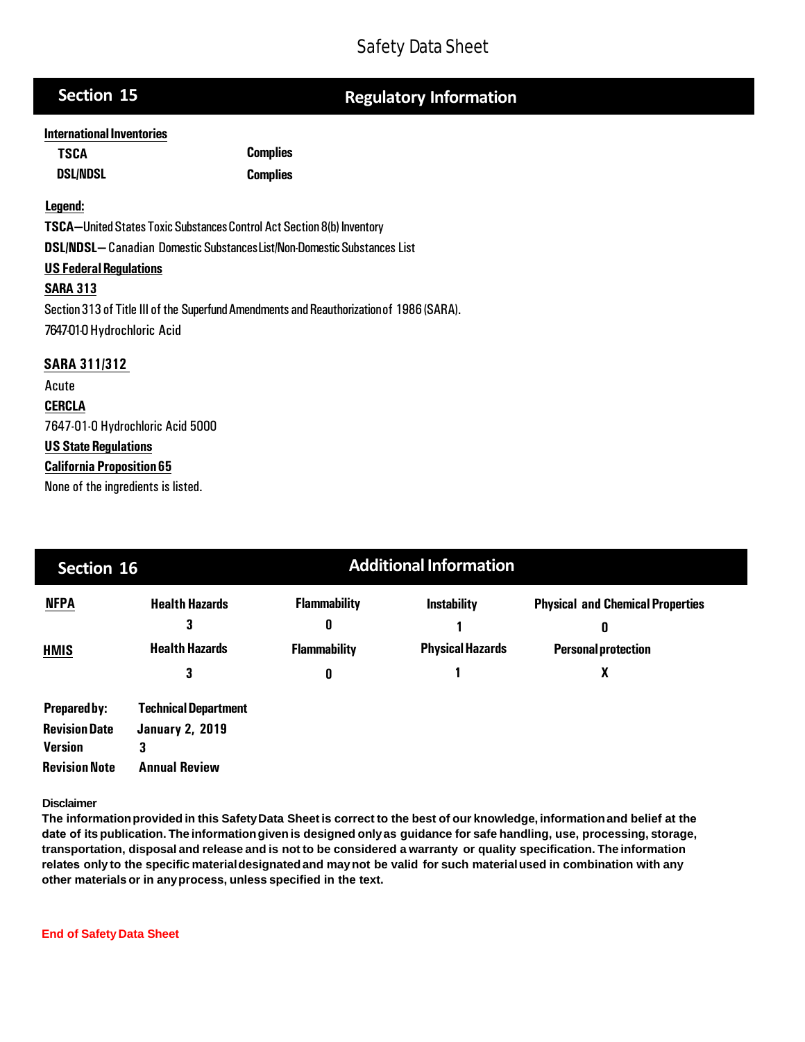## Section 15 Regulatory Information

**International Inventories**

| | |
|---|---|
| **TSCA** | **Complies** |
| **DSL/NDSL** | **Complies** |

**Legend:**

**TSCA**—United States Toxic Substances Control Act Section 8(b) Inventory

**DSL/NDSL**— Canadian Domestic Substances List/Non-Domestic Substances List

**US Federal Regulations**

**SARA 313**

Section 313 of Title III of the Superfund Amendments and Reauthorization of 1986 (SARA).

7647-01-0 Hydrochloric Acid

**SARA 311/312**

Acute

**CERCLA**

7647-01-0 Hydrochloric Acid 5000

**US State Regulations**

**California Proposition 65**

None of the ingredients is listed.

## Section 16 Additional Information

| | | | | |
|---|---|---|---|---|
| **NFPA** | **Health Hazards** | **Flammability** | **Instability** | **Physical and Chemical Properties** |
| | **3** | **0** | **1** | **0** |
| **HMIS** | **Health Hazards** | **Flammability** | **Physical Hazards** | **Personal protection** |
| | **3** | **0** | **1** | **X** |

| | |
|---|---|
| **Prepared by:** | **Technical Department** |
| **Revision Date** | **January 2, 2019** |
| **Version** | **3** |
| **Revision Note** | **Annual Review** |

**Disclaimer**

**The information provided in this Safety Data Sheet is correct to the best of our knowledge, information and belief at the date of its publication. The information given is designed only as guidance for safe handling, use, processing, storage, transportation, disposal and release and is not to be considered a warranty or quality specification. The information relates only to the specific material designated and may not be valid for such material used in combination with any other materials or in any process, unless specified in the text.**

**End of Safety Data Sheet**